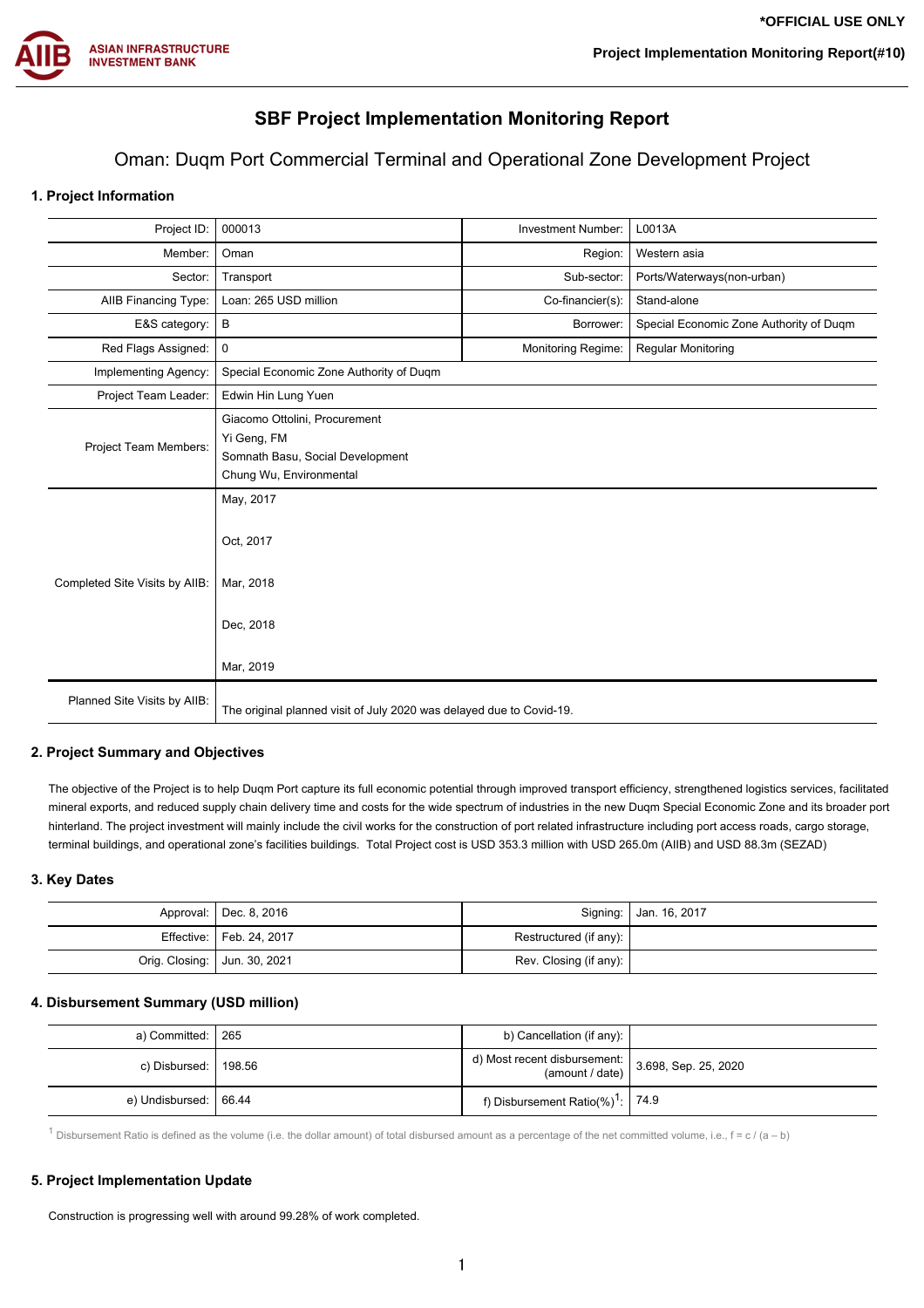*OFFICIAL USE ONLY

Project Implementation Monitoring Report(#10)

# SBF Project Implementation Monitoring Report

## Oman: Duqm Port Commercial Terminal and Operational Zone Development Project

### 1. Project Information

| | | | |
|---|---|---|---|
| Project ID: | 000013 | Investment Number: | L0013A |
| Member: | Oman | Region: | Western asia |
| Sector: | Transport | Sub-sector: | Ports/Waterways(non-urban) |
| AIIB Financing Type: | Loan: 265 USD million | Co-financier(s): | Stand-alone |
| E&S category: | B | Borrower: | Special Economic Zone Authority of Duqm |
| Red Flags Assigned: | 0 | Monitoring Regime: | Regular Monitoring |
| Implementing Agency: | Special Economic Zone Authority of Duqm | | |
| Project Team Leader: | Edwin Hin Lung Yuen | | |
| Project Team Members: | Giacomo Ottolini, Procurement<br>Yi Geng, FM<br>Somnath Basu, Social Development<br>Chung Wu, Environmental | | |
| Completed Site Visits by AIIB: | May, 2017<br>Oct, 2017<br>Mar, 2018<br>Dec, 2018<br>Mar, 2019 | | |
| Planned Site Visits by AIIB: | The original planned visit of July 2020 was delayed due to Covid-19. | | |

### 2. Project Summary and Objectives

The objective of the Project is to help Duqm Port capture its full economic potential through improved transport efficiency, strengthened logistics services, facilitated mineral exports, and reduced supply chain delivery time and costs for the wide spectrum of industries in the new Duqm Special Economic Zone and its broader port hinterland. The project investment will mainly include the civil works for the construction of port related infrastructure including port access roads, cargo storage, terminal buildings, and operational zone's facilities buildings. Total Project cost is USD 353.3 million with USD 265.0m (AIIB) and USD 88.3m (SEZAD)

### 3. Key Dates

| | | | |
|---|---|---|---|
| Approval: | Dec. 8, 2016 | Signing: | Jan. 16, 2017 |
| Effective: | Feb. 24, 2017 | Restructured (if any): | |
| Orig. Closing: | Jun. 30, 2021 | Rev. Closing (if any): | |

### 4. Disbursement Summary (USD million)

| | | | |
|---|---|---|---|
| a) Committed: | 265 | b) Cancellation (if any): | |
| c) Disbursed: | 198.56 | d) Most recent disbursement: (amount / date) | 3.698, Sep. 25, 2020 |
| e) Undisbursed: | 66.44 | f) Disbursement Ratio(%)[1]: | 74.9 |

[1] Disbursement Ratio is defined as the volume (i.e. the dollar amount) of total disbursed amount as a percentage of the net committed volume, i.e., f = c / (a – b)

### 5. Project Implementation Update

Construction is progressing well with around 99.28% of work completed.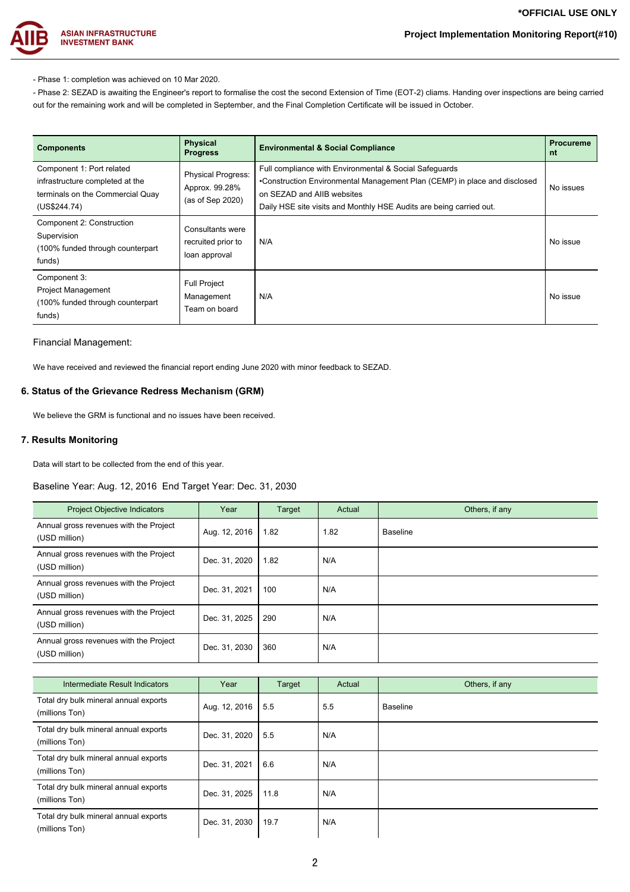- Phase 1: completion was achieved on 10 Mar 2020.

- Phase 2: SEZAD is awaiting the Engineer's report to formalise the cost the second Extension of Time (EOT-2) cliams. Handing over inspections are being carried out for the remaining work and will be completed in September, and the Final Completion Certificate will be issued in October.

| Components | Physical Progress | Environmental & Social Compliance | Procurement |
|---|---|---|---|
| Component 1: Port related infrastructure completed at the terminals on the Commercial Quay (US$244.74) | Physical Progress: Approx. 99.28% (as of Sep 2020) | Full compliance with Environmental & Social Safeguards<br>•Construction Environmental Management Plan (CEMP) in place and disclosed on SEZAD and AIIB websites<br>Daily HSE site visits and Monthly HSE Audits are being carried out. | No issues |
| Component 2: Construction Supervision (100% funded through counterpart funds) | Consultants were recruited prior to loan approval | N/A | No issue |
| Component 3: Project Management (100% funded through counterpart funds) | Full Project Management Team on board | N/A | No issue |

Financial Management:

We have received and reviewed the financial report ending June 2020 with minor feedback to SEZAD.

## 6. Status of the Grievance Redress Mechanism (GRM)

We believe the GRM is functional and no issues have been received.

## 7. Results Monitoring

Data will start to be collected from the end of this year.

Baseline Year: Aug. 12, 2016 End Target Year: Dec. 31, 2030

| Project Objective Indicators | Year | Target | Actual | Others, if any |
|---|---|---|---|---|
| Annual gross revenues with the Project (USD million) | Aug. 12, 2016 | 1.82 | 1.82 | Baseline |
| Annual gross revenues with the Project (USD million) | Dec. 31, 2020 | 1.82 | N/A | |
| Annual gross revenues with the Project (USD million) | Dec. 31, 2021 | 100 | N/A | |
| Annual gross revenues with the Project (USD million) | Dec. 31, 2025 | 290 | N/A | |
| Annual gross revenues with the Project (USD million) | Dec. 31, 2030 | 360 | N/A | |

| Intermediate Result Indicators | Year | Target | Actual | Others, if any |
|---|---|---|---|---|
| Total dry bulk mineral annual exports (millions Ton) | Aug. 12, 2016 | 5.5 | 5.5 | Baseline |
| Total dry bulk mineral annual exports (millions Ton) | Dec. 31, 2020 | 5.5 | N/A | |
| Total dry bulk mineral annual exports (millions Ton) | Dec. 31, 2021 | 6.6 | N/A | |
| Total dry bulk mineral annual exports (millions Ton) | Dec. 31, 2025 | 11.8 | N/A | |
| Total dry bulk mineral annual exports (millions Ton) | Dec. 31, 2030 | 19.7 | N/A | |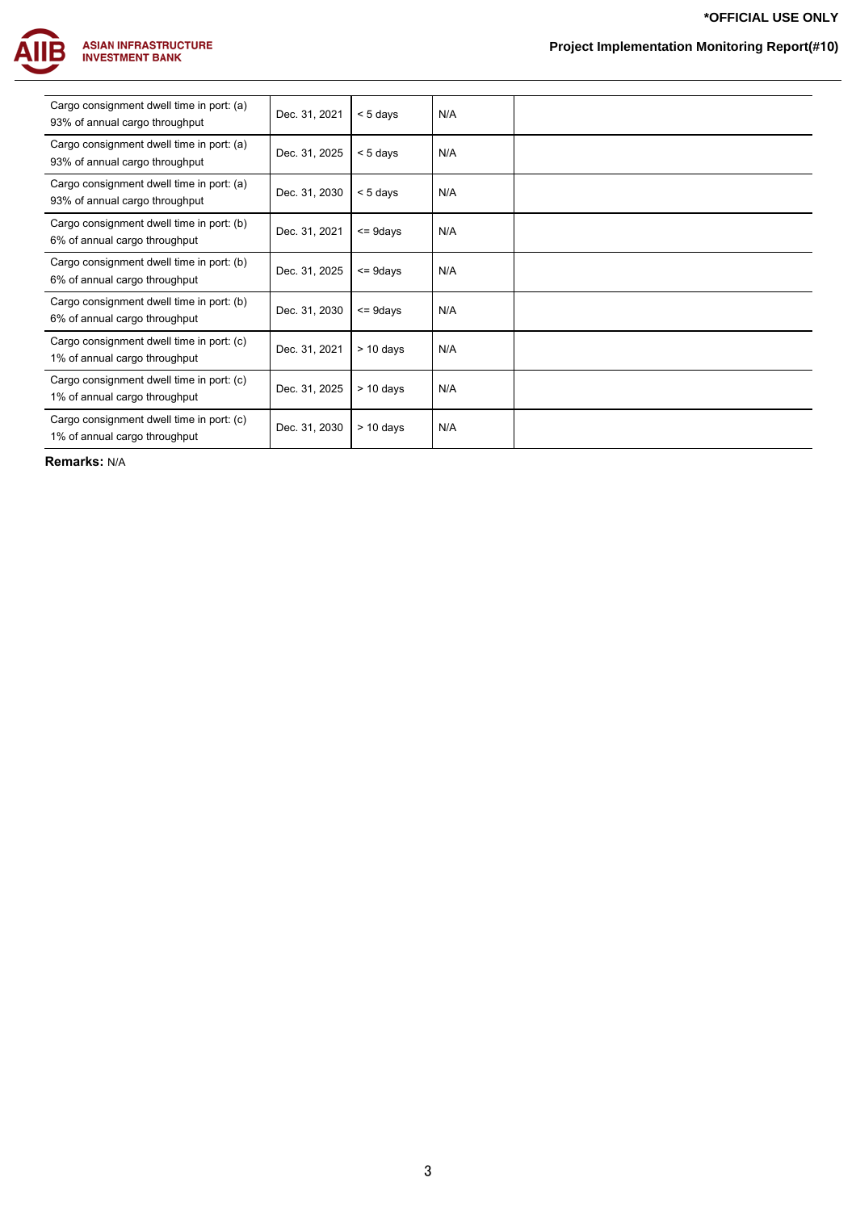| | | | | |
|---|---|---|---|---|
| Cargo consignment dwell time in port: (a) 93% of annual cargo throughput | Dec. 31, 2021 | < 5 days | N/A | |
| Cargo consignment dwell time in port: (a) 93% of annual cargo throughput | Dec. 31, 2025 | < 5 days | N/A | |
| Cargo consignment dwell time in port: (a) 93% of annual cargo throughput | Dec. 31, 2030 | < 5 days | N/A | |
| Cargo consignment dwell time in port: (b) 6% of annual cargo throughput | Dec. 31, 2021 | <= 9days | N/A | |
| Cargo consignment dwell time in port: (b) 6% of annual cargo throughput | Dec. 31, 2025 | <= 9days | N/A | |
| Cargo consignment dwell time in port: (b) 6% of annual cargo throughput | Dec. 31, 2030 | <= 9days | N/A | |
| Cargo consignment dwell time in port: (c) 1% of annual cargo throughput | Dec. 31, 2021 | > 10 days | N/A | |
| Cargo consignment dwell time in port: (c) 1% of annual cargo throughput | Dec. 31, 2025 | > 10 days | N/A | |
| Cargo consignment dwell time in port: (c) 1% of annual cargo throughput | Dec. 31, 2030 | > 10 days | N/A | |

**Remarks:** N/A